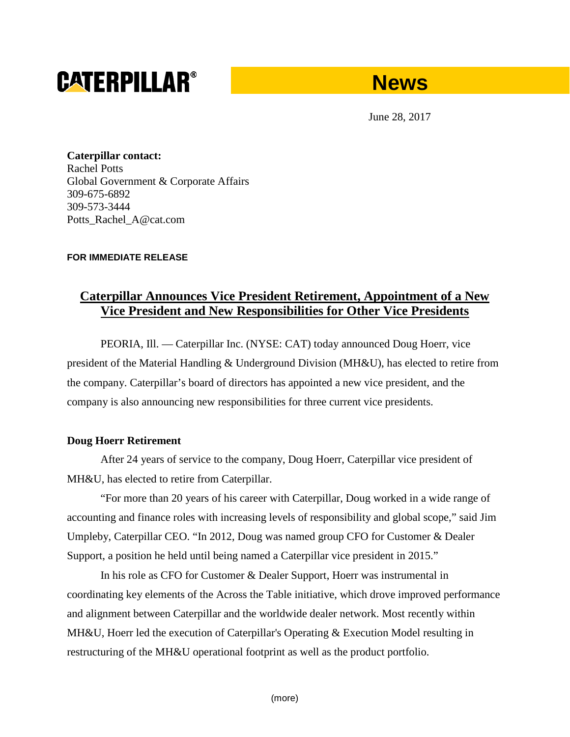**CATERPILLAR®** **News**

June 28, 2017

**Caterpillar contact:**
Rachel Potts
Global Government & Corporate Affairs
309-675-6892
309-573-3444
Potts_Rachel_A@cat.com

**FOR IMMEDIATE RELEASE**

# Caterpillar Announces Vice President Retirement, Appointment of a New Vice President and New Responsibilities for Other Vice Presidents

PEORIA, Ill. — Caterpillar Inc. (NYSE: CAT) today announced Doug Hoerr, vice president of the Material Handling & Underground Division (MH&U), has elected to retire from the company. Caterpillar's board of directors has appointed a new vice president, and the company is also announcing new responsibilities for three current vice presidents.

**Doug Hoerr Retirement**

After 24 years of service to the company, Doug Hoerr, Caterpillar vice president of MH&U, has elected to retire from Caterpillar.

"For more than 20 years of his career with Caterpillar, Doug worked in a wide range of accounting and finance roles with increasing levels of responsibility and global scope," said Jim Umpleby, Caterpillar CEO. "In 2012, Doug was named group CFO for Customer & Dealer Support, a position he held until being named a Caterpillar vice president in 2015."

In his role as CFO for Customer & Dealer Support, Hoerr was instrumental in coordinating key elements of the Across the Table initiative, which drove improved performance and alignment between Caterpillar and the worldwide dealer network. Most recently within MH&U, Hoerr led the execution of Caterpillar's Operating & Execution Model resulting in restructuring of the MH&U operational footprint as well as the product portfolio.

(more)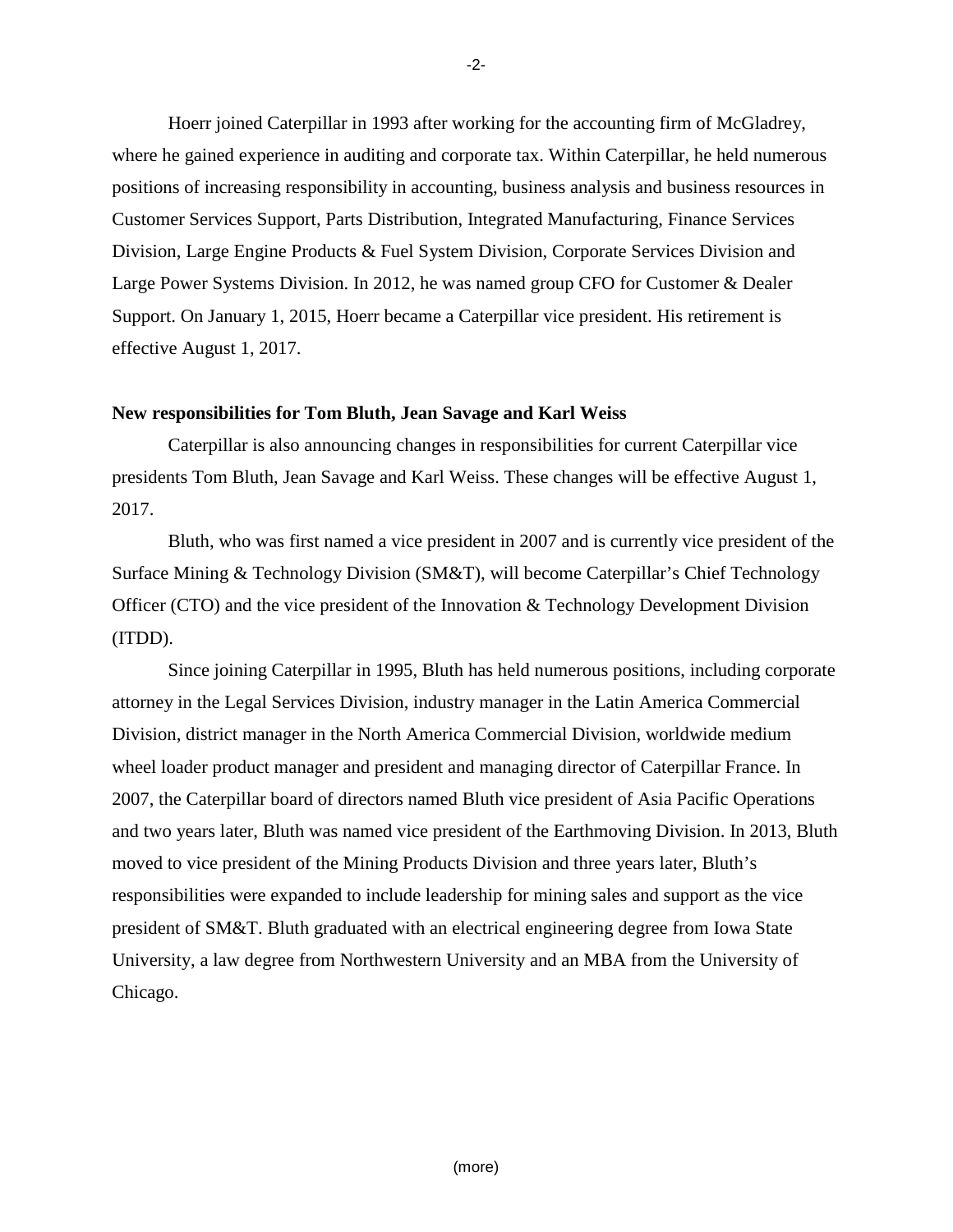Hoerr joined Caterpillar in 1993 after working for the accounting firm of McGladrey, where he gained experience in auditing and corporate tax. Within Caterpillar, he held numerous positions of increasing responsibility in accounting, business analysis and business resources in Customer Services Support, Parts Distribution, Integrated Manufacturing, Finance Services Division, Large Engine Products & Fuel System Division, Corporate Services Division and Large Power Systems Division. In 2012, he was named group CFO for Customer & Dealer Support. On January 1, 2015, Hoerr became a Caterpillar vice president. His retirement is effective August 1, 2017.

**New responsibilities for Tom Bluth, Jean Savage and Karl Weiss**

Caterpillar is also announcing changes in responsibilities for current Caterpillar vice presidents Tom Bluth, Jean Savage and Karl Weiss. These changes will be effective August 1, 2017.

Bluth, who was first named a vice president in 2007 and is currently vice president of the Surface Mining & Technology Division (SM&T), will become Caterpillar's Chief Technology Officer (CTO) and the vice president of the Innovation & Technology Development Division (ITDD).

Since joining Caterpillar in 1995, Bluth has held numerous positions, including corporate attorney in the Legal Services Division, industry manager in the Latin America Commercial Division, district manager in the North America Commercial Division, worldwide medium wheel loader product manager and president and managing director of Caterpillar France. In 2007, the Caterpillar board of directors named Bluth vice president of Asia Pacific Operations and two years later, Bluth was named vice president of the Earthmoving Division. In 2013, Bluth moved to vice president of the Mining Products Division and three years later, Bluth's responsibilities were expanded to include leadership for mining sales and support as the vice president of SM&T. Bluth graduated with an electrical engineering degree from Iowa State University, a law degree from Northwestern University and an MBA from the University of Chicago.

(more)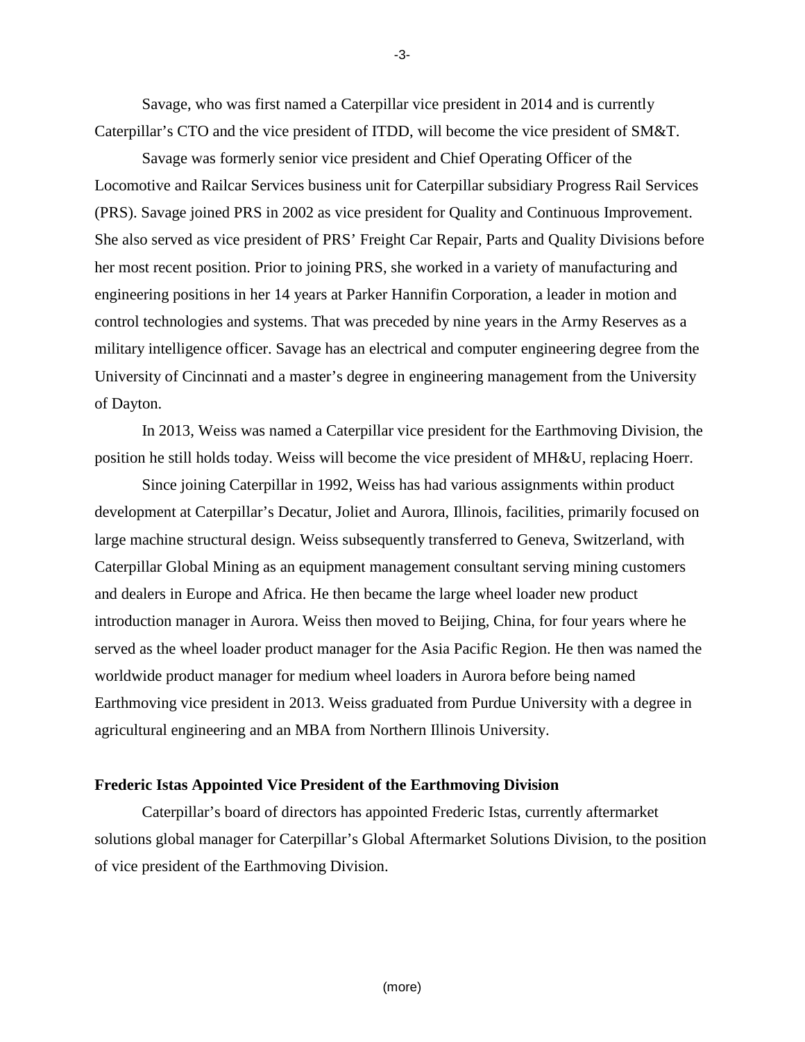Savage, who was first named a Caterpillar vice president in 2014 and is currently Caterpillar's CTO and the vice president of ITDD, will become the vice president of SM&T.

Savage was formerly senior vice president and Chief Operating Officer of the Locomotive and Railcar Services business unit for Caterpillar subsidiary Progress Rail Services (PRS). Savage joined PRS in 2002 as vice president for Quality and Continuous Improvement. She also served as vice president of PRS' Freight Car Repair, Parts and Quality Divisions before her most recent position. Prior to joining PRS, she worked in a variety of manufacturing and engineering positions in her 14 years at Parker Hannifin Corporation, a leader in motion and control technologies and systems. That was preceded by nine years in the Army Reserves as a military intelligence officer. Savage has an electrical and computer engineering degree from the University of Cincinnati and a master's degree in engineering management from the University of Dayton.

In 2013, Weiss was named a Caterpillar vice president for the Earthmoving Division, the position he still holds today. Weiss will become the vice president of MH&U, replacing Hoerr.

Since joining Caterpillar in 1992, Weiss has had various assignments within product development at Caterpillar's Decatur, Joliet and Aurora, Illinois, facilities, primarily focused on large machine structural design. Weiss subsequently transferred to Geneva, Switzerland, with Caterpillar Global Mining as an equipment management consultant serving mining customers and dealers in Europe and Africa. He then became the large wheel loader new product introduction manager in Aurora. Weiss then moved to Beijing, China, for four years where he served as the wheel loader product manager for the Asia Pacific Region. He then was named the worldwide product manager for medium wheel loaders in Aurora before being named Earthmoving vice president in 2013. Weiss graduated from Purdue University with a degree in agricultural engineering and an MBA from Northern Illinois University.

**Frederic Istas Appointed Vice President of the Earthmoving Division**

Caterpillar's board of directors has appointed Frederic Istas, currently aftermarket solutions global manager for Caterpillar's Global Aftermarket Solutions Division, to the position of vice president of the Earthmoving Division.

(more)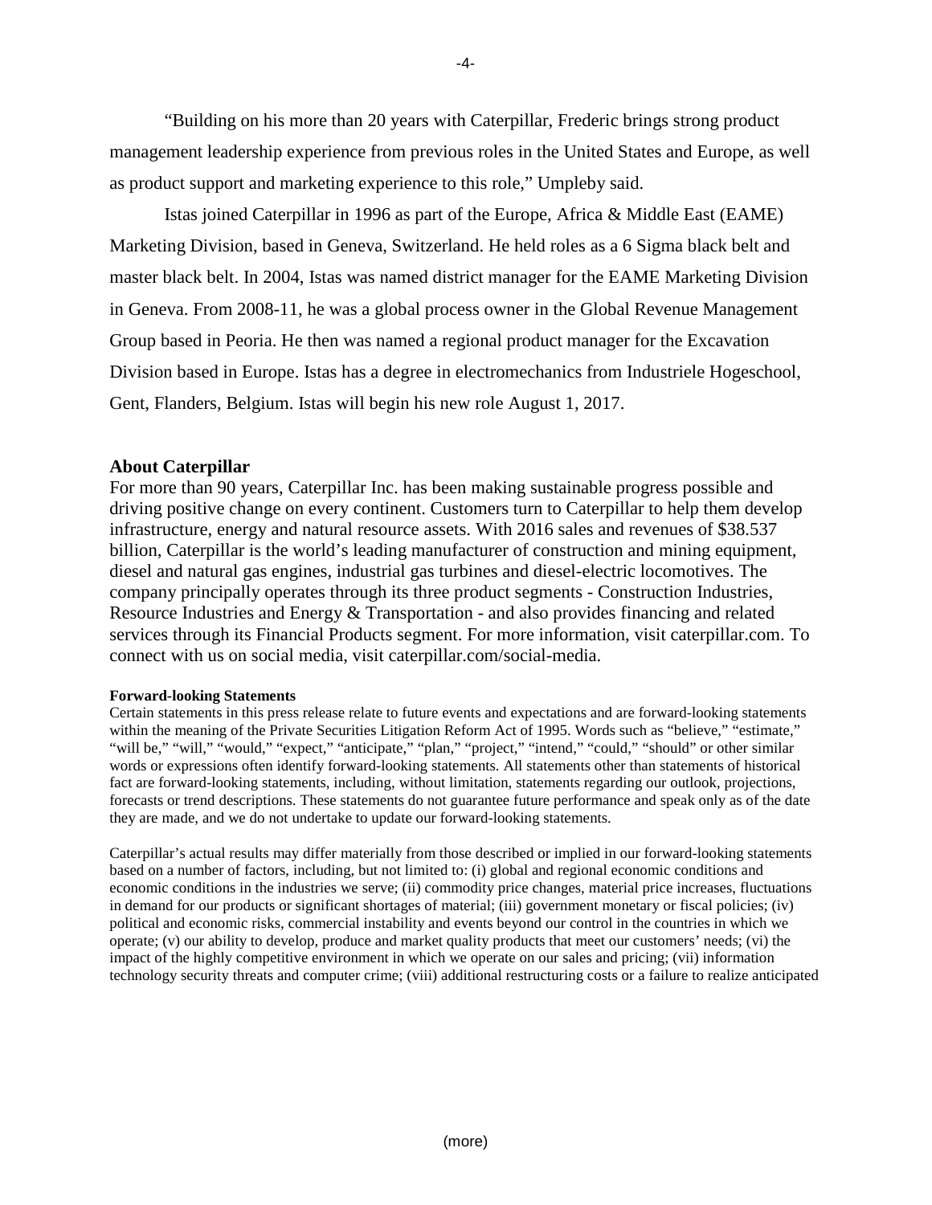"Building on his more than 20 years with Caterpillar, Frederic brings strong product management leadership experience from previous roles in the United States and Europe, as well as product support and marketing experience to this role," Umpleby said.

Istas joined Caterpillar in 1996 as part of the Europe, Africa & Middle East (EAME) Marketing Division, based in Geneva, Switzerland. He held roles as a 6 Sigma black belt and master black belt. In 2004, Istas was named district manager for the EAME Marketing Division in Geneva. From 2008-11, he was a global process owner in the Global Revenue Management Group based in Peoria. He then was named a regional product manager for the Excavation Division based in Europe. Istas has a degree in electromechanics from Industriele Hogeschool, Gent, Flanders, Belgium. Istas will begin his new role August 1, 2017.

## About Caterpillar

For more than 90 years, Caterpillar Inc. has been making sustainable progress possible and driving positive change on every continent. Customers turn to Caterpillar to help them develop infrastructure, energy and natural resource assets. With 2016 sales and revenues of $38.537 billion, Caterpillar is the world's leading manufacturer of construction and mining equipment, diesel and natural gas engines, industrial gas turbines and diesel-electric locomotives. The company principally operates through its three product segments - Construction Industries, Resource Industries and Energy & Transportation - and also provides financing and related services through its Financial Products segment. For more information, visit caterpillar.com. To connect with us on social media, visit caterpillar.com/social-media.

### Forward-looking Statements

Certain statements in this press release relate to future events and expectations and are forward-looking statements within the meaning of the Private Securities Litigation Reform Act of 1995. Words such as "believe," "estimate," "will be," "will," "would," "expect," "anticipate," "plan," "project," "intend," "could," "should" or other similar words or expressions often identify forward-looking statements. All statements other than statements of historical fact are forward-looking statements, including, without limitation, statements regarding our outlook, projections, forecasts or trend descriptions. These statements do not guarantee future performance and speak only as of the date they are made, and we do not undertake to update our forward-looking statements.

Caterpillar's actual results may differ materially from those described or implied in our forward-looking statements based on a number of factors, including, but not limited to: (i) global and regional economic conditions and economic conditions in the industries we serve; (ii) commodity price changes, material price increases, fluctuations in demand for our products or significant shortages of material; (iii) government monetary or fiscal policies; (iv) political and economic risks, commercial instability and events beyond our control in the countries in which we operate; (v) our ability to develop, produce and market quality products that meet our customers' needs; (vi) the impact of the highly competitive environment in which we operate on our sales and pricing; (vii) information technology security threats and computer crime; (viii) additional restructuring costs or a failure to realize anticipated

(more)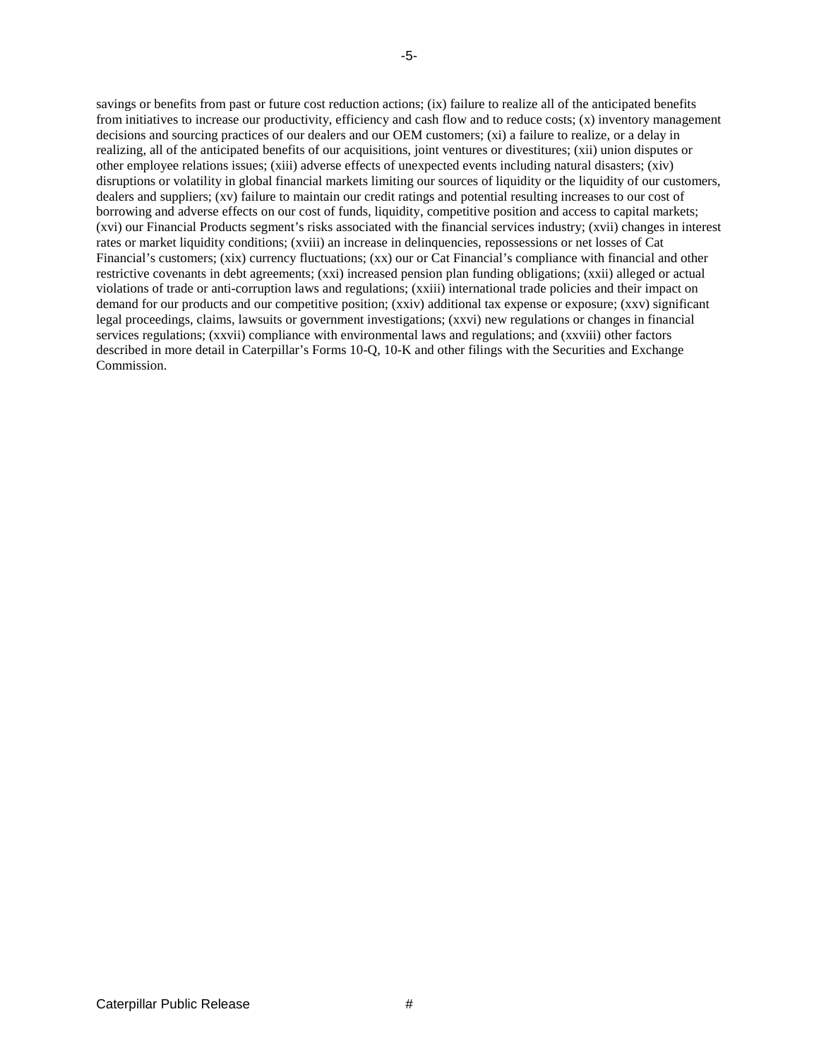savings or benefits from past or future cost reduction actions; (ix) failure to realize all of the anticipated benefits from initiatives to increase our productivity, efficiency and cash flow and to reduce costs; (x) inventory management decisions and sourcing practices of our dealers and our OEM customers; (xi) a failure to realize, or a delay in realizing, all of the anticipated benefits of our acquisitions, joint ventures or divestitures; (xii) union disputes or other employee relations issues; (xiii) adverse effects of unexpected events including natural disasters; (xiv) disruptions or volatility in global financial markets limiting our sources of liquidity or the liquidity of our customers, dealers and suppliers; (xv) failure to maintain our credit ratings and potential resulting increases to our cost of borrowing and adverse effects on our cost of funds, liquidity, competitive position and access to capital markets; (xvi) our Financial Products segment's risks associated with the financial services industry; (xvii) changes in interest rates or market liquidity conditions; (xviii) an increase in delinquencies, repossessions or net losses of Cat Financial's customers; (xix) currency fluctuations; (xx) our or Cat Financial's compliance with financial and other restrictive covenants in debt agreements; (xxi) increased pension plan funding obligations; (xxii) alleged or actual violations of trade or anti-corruption laws and regulations; (xxiii) international trade policies and their impact on demand for our products and our competitive position; (xxiv) additional tax expense or exposure; (xxv) significant legal proceedings, claims, lawsuits or government investigations; (xxvi) new regulations or changes in financial services regulations; (xxvii) compliance with environmental laws and regulations; and (xxviii) other factors described in more detail in Caterpillar's Forms 10-Q, 10-K and other filings with the Securities and Exchange Commission.

#